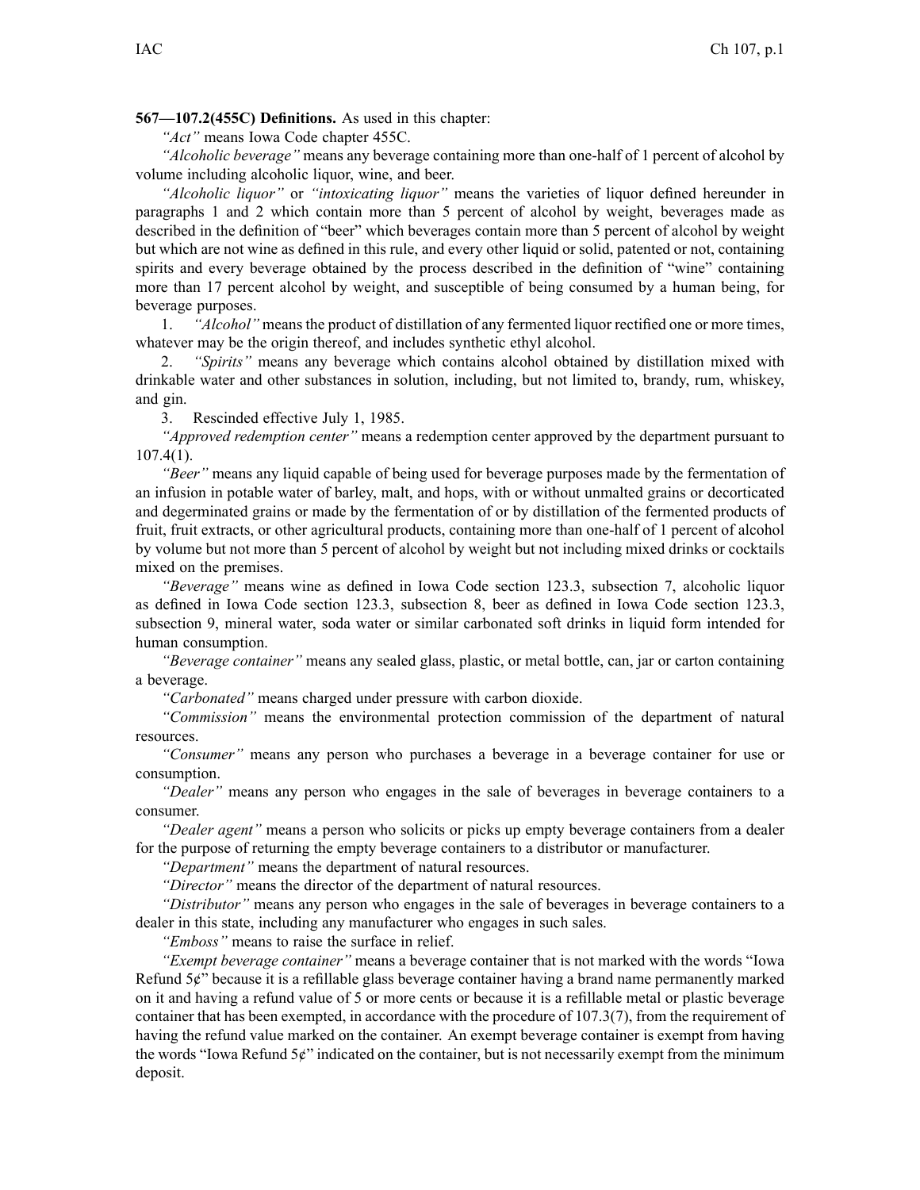**567—107.2(455C) Definitions.** As used in this chapter:

*"Act"* means Iowa Code chapter 455C.

*"Alcoholic beverage"* means any beverage containing more than one-half of 1 percent of alcohol by volume including alcoholic liquor, wine, and beer.

*"Alcoholic liquor"* or *"intoxicating liquor"* means the varieties of liquor defined hereunder in paragraphs 1 and 2 which contain more than 5 percent of alcohol by weight, beverages made as described in the definition of "beer" which beverages contain more than 5 percent of alcohol by weight but which are not wine as defined in this rule, and every other liquid or solid, patented or not, containing spirits and every beverage obtained by the process described in the definition of "wine" containing more than 17 percent alcohol by weight, and susceptible of being consumed by a human being, for beverage purposes.

1. *"Alcohol"* means the product of distillation of any fermented liquor rectified one or more times, whatever may be the origin thereof, and includes synthetic ethyl alcohol.

2. *"Spirits"* means any beverage which contains alcohol obtained by distillation mixed with drinkable water and other substances in solution, including, but not limited to, brandy, rum, whiskey, and gin.

3. Rescinded effective July 1, 1985.

*"Approved redemption center"* means a redemption center approved by the department pursuant to 107.4(1).

*"Beer"* means any liquid capable of being used for beverage purposes made by the fermentation of an infusion in potable water of barley, malt, and hops, with or without unmalted grains or decorticated and degerminated grains or made by the fermentation of or by distillation of the fermented products of fruit, fruit extracts, or other agricultural products, containing more than one-half of 1 percent of alcohol by volume but not more than 5 percent of alcohol by weight but not including mixed drinks or cocktails mixed on the premises.

*"Beverage"* means wine as defined in Iowa Code section 123.3, subsection 7, alcoholic liquor as defined in Iowa Code section 123.3, subsection 8, beer as defined in Iowa Code section 123.3, subsection 9, mineral water, soda water or similar carbonated soft drinks in liquid form intended for human consumption.

*"Beverage container"* means any sealed glass, plastic, or metal bottle, can, jar or carton containing a beverage.

*"Carbonated"* means charged under pressure with carbon dioxide.

*"Commission"* means the environmental protection commission of the department of natural resources.

*"Consumer"* means any person who purchases a beverage in a beverage container for use or consumption.

*"Dealer"* means any person who engages in the sale of beverages in beverage containers to a consumer.

*"Dealer agent"* means a person who solicits or picks up empty beverage containers from a dealer for the purpose of returning the empty beverage containers to a distributor or manufacturer.

*"Department"* means the department of natural resources.

*"Director"* means the director of the department of natural resources.

*"Distributor"* means any person who engages in the sale of beverages in beverage containers to a dealer in this state, including any manufacturer who engages in such sales.

*"Emboss"* means to raise the surface in relief.

*"Exempt beverage container"* means a beverage container that is not marked with the words "Iowa Refund 5¢" because it is a refillable glass beverage container having a brand name permanently marked on it and having a refund value of 5 or more cents or because it is a refillable metal or plastic beverage container that has been exempted, in accordance with the procedure of 107.3(7), from the requirement of having the refund value marked on the container. An exempt beverage container is exempt from having the words "Iowa Refund 5¢" indicated on the container, but is not necessarily exempt from the minimum deposit.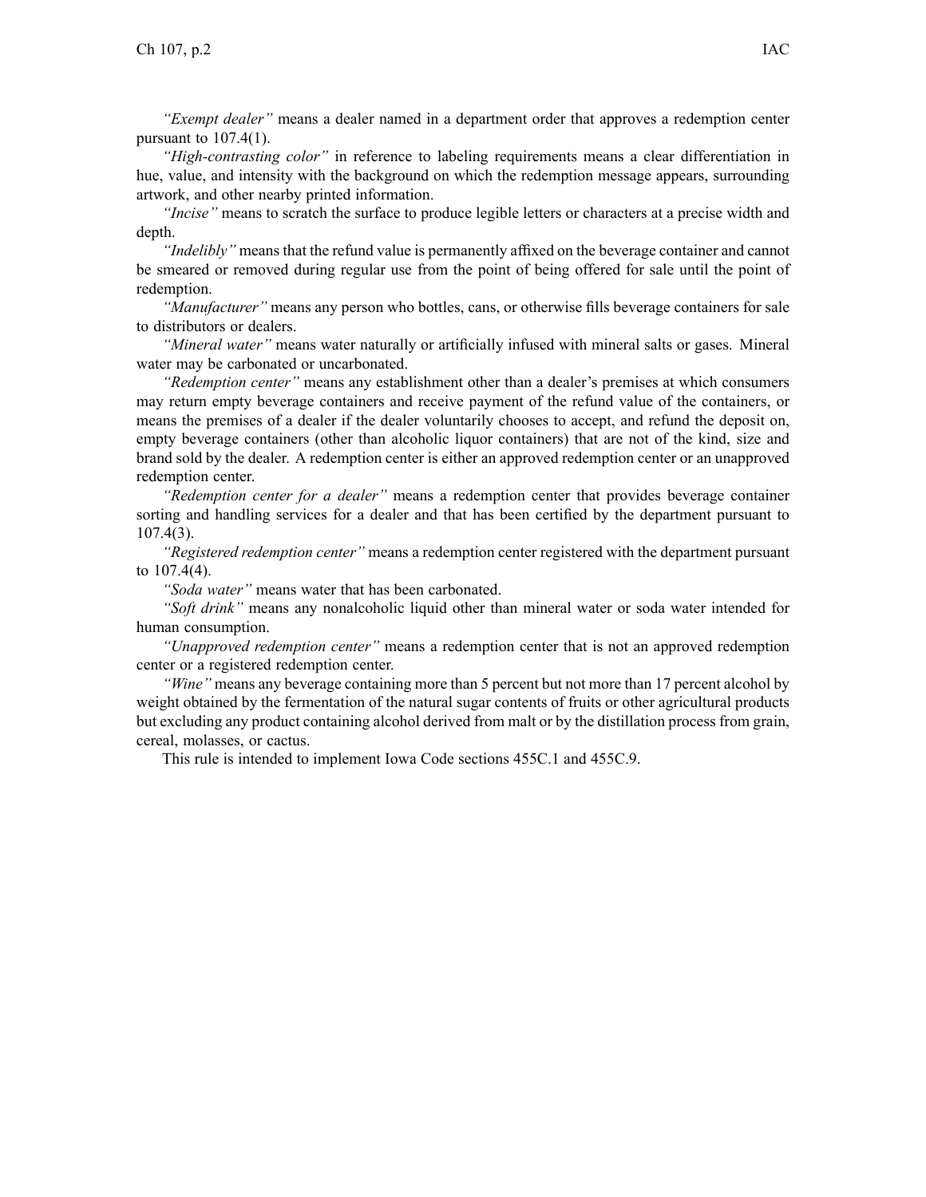*"Exempt dealer"* means a dealer named in a department order that approves a redemption center pursuant to 107.4(1).

*"High-contrasting color"* in reference to labeling requirements means a clear differentiation in hue, value, and intensity with the background on which the redemption message appears, surrounding artwork, and other nearby printed information.

*"Incise"* means to scratch the surface to produce legible letters or characters at a precise width and depth.

*"Indelibly"* means that the refund value is permanently affixed on the beverage container and cannot be smeared or removed during regular use from the point of being offered for sale until the point of redemption.

*"Manufacturer"* means any person who bottles, cans, or otherwise fills beverage containers for sale to distributors or dealers.

*"Mineral water"* means water naturally or artificially infused with mineral salts or gases. Mineral water may be carbonated or uncarbonated.

*"Redemption center"* means any establishment other than a dealer's premises at which consumers may return empty beverage containers and receive payment of the refund value of the containers, or means the premises of a dealer if the dealer voluntarily chooses to accept, and refund the deposit on, empty beverage containers (other than alcoholic liquor containers) that are not of the kind, size and brand sold by the dealer. A redemption center is either an approved redemption center or an unapproved redemption center.

*"Redemption center for a dealer"* means a redemption center that provides beverage container sorting and handling services for a dealer and that has been certified by the department pursuant to 107.4(3).

*"Registered redemption center"* means a redemption center registered with the department pursuant to 107.4(4).

*"Soda water"* means water that has been carbonated.

*"Soft drink"* means any nonalcoholic liquid other than mineral water or soda water intended for human consumption.

*"Unapproved redemption center"* means a redemption center that is not an approved redemption center or a registered redemption center.

*"Wine"* means any beverage containing more than 5 percent but not more than 17 percent alcohol by weight obtained by the fermentation of the natural sugar contents of fruits or other agricultural products but excluding any product containing alcohol derived from malt or by the distillation process from grain, cereal, molasses, or cactus.

This rule is intended to implement Iowa Code sections 455C.1 and 455C.9.